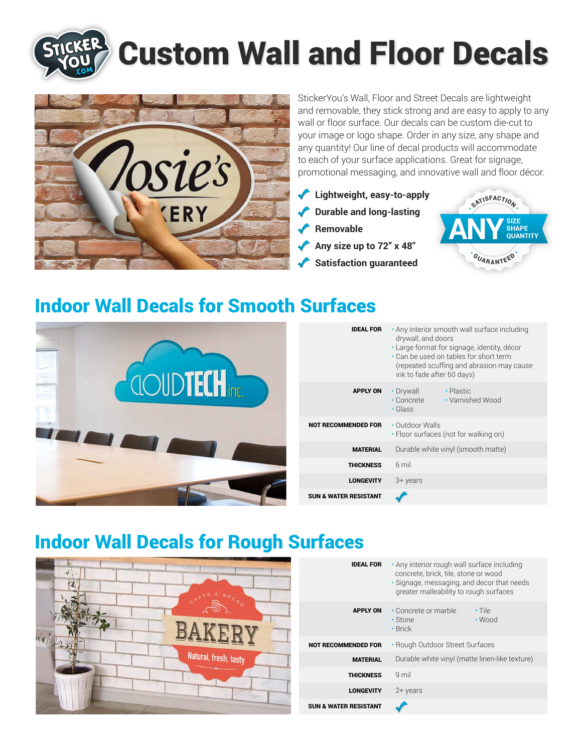# Custom Wall and Floor Decals

StickerYou's Wall, Floor and Street Decals are lightweight and removable, they stick strong and are easy to apply to any wall or floor surface. Our decals can be custom die-cut to your image or logo shape. Order in any size, any shape and any quantity! Our line of decal products will accommodate to each of your surface applications. Great for signage, promotional messaging, and innovative wall and floor décor.

- **Lightweight, easy-to-apply**
- **Durable and long-lasting**
- **Removable**
- **Any size up to 72" x 48"**
- **Satisfaction guaranteed**

SATISFACTION · ANY SIZE SHAPE QUANTITY · GUARANTEED

## Indoor Wall Decals for Smooth Surfaces

| | |
|---|---|
| **IDEAL FOR** | • Any interior smooth wall surface including drywall, and doors<br>• Large format for signage, identity, décor<br>• Can be used on tables for short term (repeated scuffing and abrasion may cause ink to fade after 60 days) |
| **APPLY ON** | • Drywall • Concrete • Glass • Plastic • Varnished Wood |
| **NOT RECOMMENDED FOR** | • Outdoor Walls<br>• Floor surfaces (not for walking on) |
| **MATERIAL** | Durable white vinyl (smooth matte) |
| **THICKNESS** | 6 mil |
| **LONGEVITY** | 3+ years |
| **SUN & WATER RESISTANT** | ✓ |

## Indoor Wall Decals for Rough Surfaces

| | |
|---|---|
| **IDEAL FOR** | • Any interior rough wall surface including concrete, brick, tile, stone or wood<br>• Signage, messaging, and decor that needs greater malleability to rough surfaces |
| **APPLY ON** | • Concrete or marble • Stone • Brick • Tile • Wood |
| **NOT RECOMMENDED FOR** | • Rough Outdoor Street Surfaces |
| **MATERIAL** | Durable white vinyl (matte linen-like texture) |
| **THICKNESS** | 9 mil |
| **LONGEVITY** | 2+ years |
| **SUN & WATER RESISTANT** | ✓ |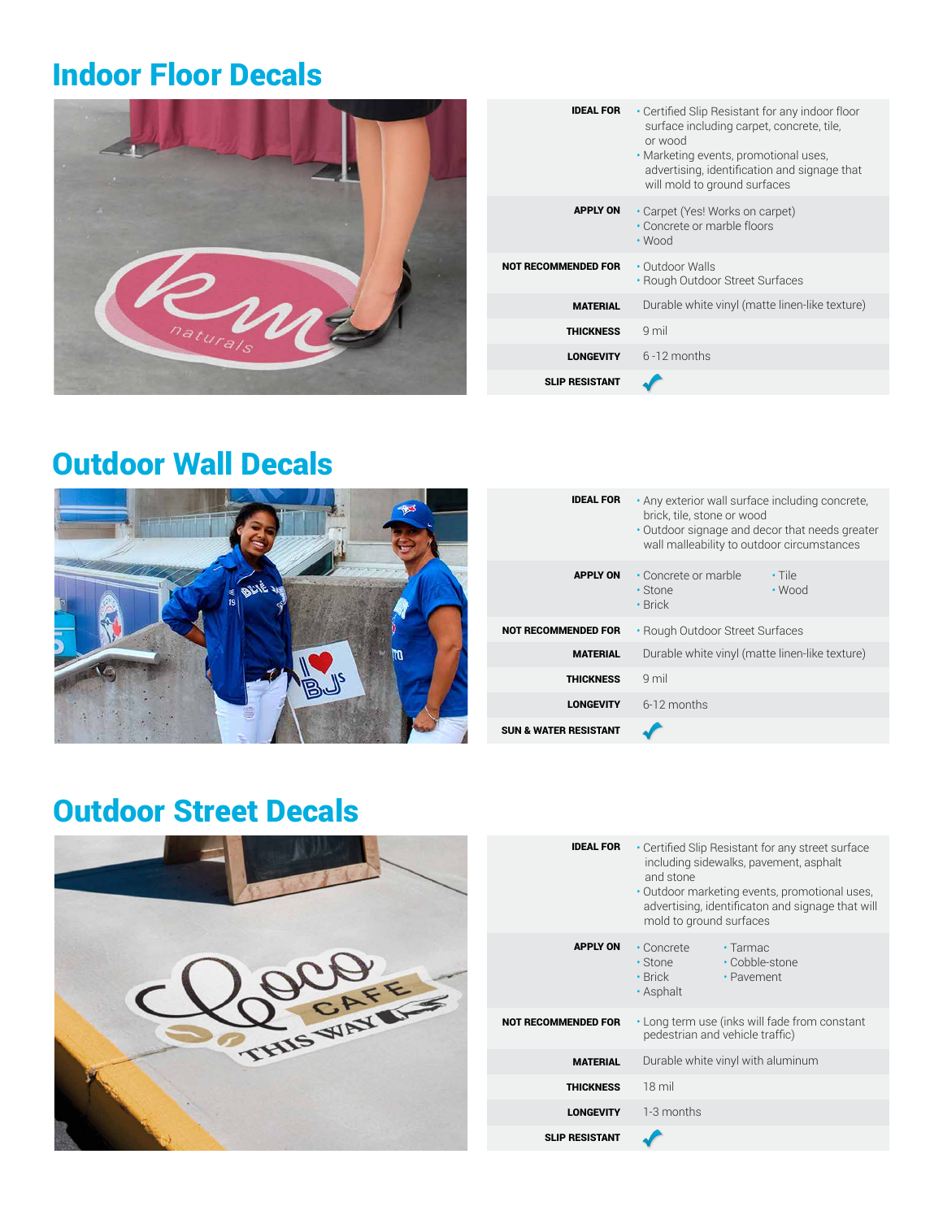## Indoor Floor Decals

| | |
|---|---|
| **IDEAL FOR** | • Certified Slip Resistant for any indoor floor surface including carpet, concrete, tile, or wood<br>• Marketing events, promotional uses, advertising, identification and signage that will mold to ground surfaces |
| **APPLY ON** | • Carpet (Yes! Works on carpet)<br>• Concrete or marble floors<br>• Wood |
| **NOT RECOMMENDED FOR** | • Outdoor Walls<br>• Rough Outdoor Street Surfaces |
| **MATERIAL** | Durable white vinyl (matte linen-like texture) |
| **THICKNESS** | 9 mil |
| **LONGEVITY** | 6 -12 months |
| **SLIP RESISTANT** | ✓ |

## Outdoor Wall Decals

| | |
|---|---|
| **IDEAL FOR** | • Any exterior wall surface including concrete, brick, tile, stone or wood<br>• Outdoor signage and decor that needs greater wall malleability to outdoor circumstances |
| **APPLY ON** | • Concrete or marble<br>• Stone<br>• Brick<br>• Tile<br>• Wood |
| **NOT RECOMMENDED FOR** | • Rough Outdoor Street Surfaces |
| **MATERIAL** | Durable white vinyl (matte linen-like texture) |
| **THICKNESS** | 9 mil |
| **LONGEVITY** | 6-12 months |
| **SUN & WATER RESISTANT** | ✓ |

## Outdoor Street Decals

| | |
|---|---|
| **IDEAL FOR** | • Certified Slip Resistant for any street surface including sidewalks, pavement, asphalt and stone<br>• Outdoor marketing events, promotional uses, advertising, identificaton and signage that will mold to ground surfaces |
| **APPLY ON** | • Concrete<br>• Stone<br>• Brick<br>• Asphalt<br>• Tarmac<br>• Cobble-stone<br>• Pavement |
| **NOT RECOMMENDED FOR** | • Long term use (inks will fade from constant pedestrian and vehicle traffic) |
| **MATERIAL** | Durable white vinyl with aluminum |
| **THICKNESS** | 18 mil |
| **LONGEVITY** | 1-3 months |
| **SLIP RESISTANT** | ✓ |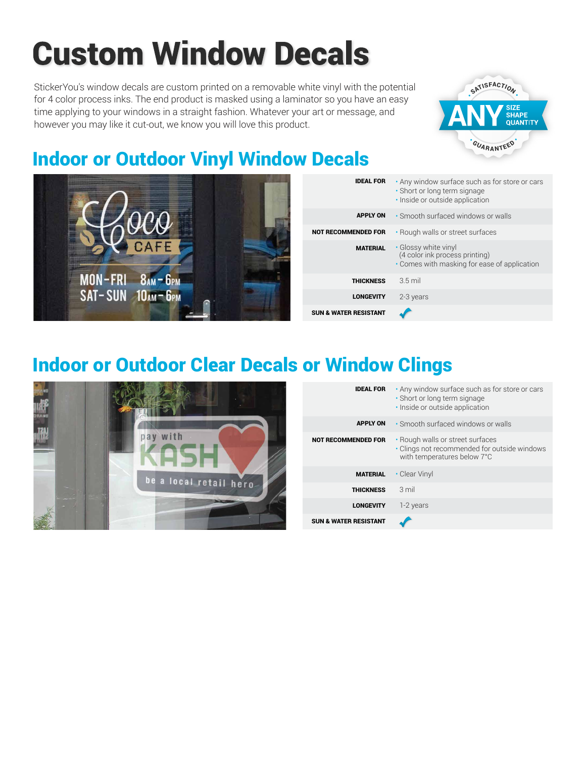# Custom Window Decals

StickerYou's window decals are custom printed on a removable white vinyl with the potential for 4 color process inks. The end product is masked using a laminator so you have an easy time applying to your windows in a straight fashion. Whatever your art or message, and however you may like it cut-out, we know you will love this product.

SATISFACTION ANY SIZE SHAPE QUANTITY GUARANTEED

## Indoor or Outdoor Vinyl Window Decals

| | |
|---|---|
| **IDEAL FOR** | • Any window surface such as for store or cars<br>• Short or long term signage<br>• Inside or outside application |
| **APPLY ON** | • Smooth surfaced windows or walls |
| **NOT RECOMMENDED FOR** | • Rough walls or street surfaces |
| **MATERIAL** | • Glossy white vinyl (4 color ink process printing)<br>• Comes with masking for ease of application |
| **THICKNESS** | 3.5 mil |
| **LONGEVITY** | 2-3 years |
| **SUN & WATER RESISTANT** | ✓ |

## Indoor or Outdoor Clear Decals or Window Clings

| | |
|---|---|
| **IDEAL FOR** | • Any window surface such as for store or cars<br>• Short or long term signage<br>• Inside or outside application |
| **APPLY ON** | • Smooth surfaced windows or walls |
| **NOT RECOMMENDED FOR** | • Rough walls or street surfaces<br>• Clings not recommended for outside windows with temperatures below 7°C |
| **MATERIAL** | • Clear Vinyl |
| **THICKNESS** | 3 mil |
| **LONGEVITY** | 1-2 years |
| **SUN & WATER RESISTANT** | ✓ |